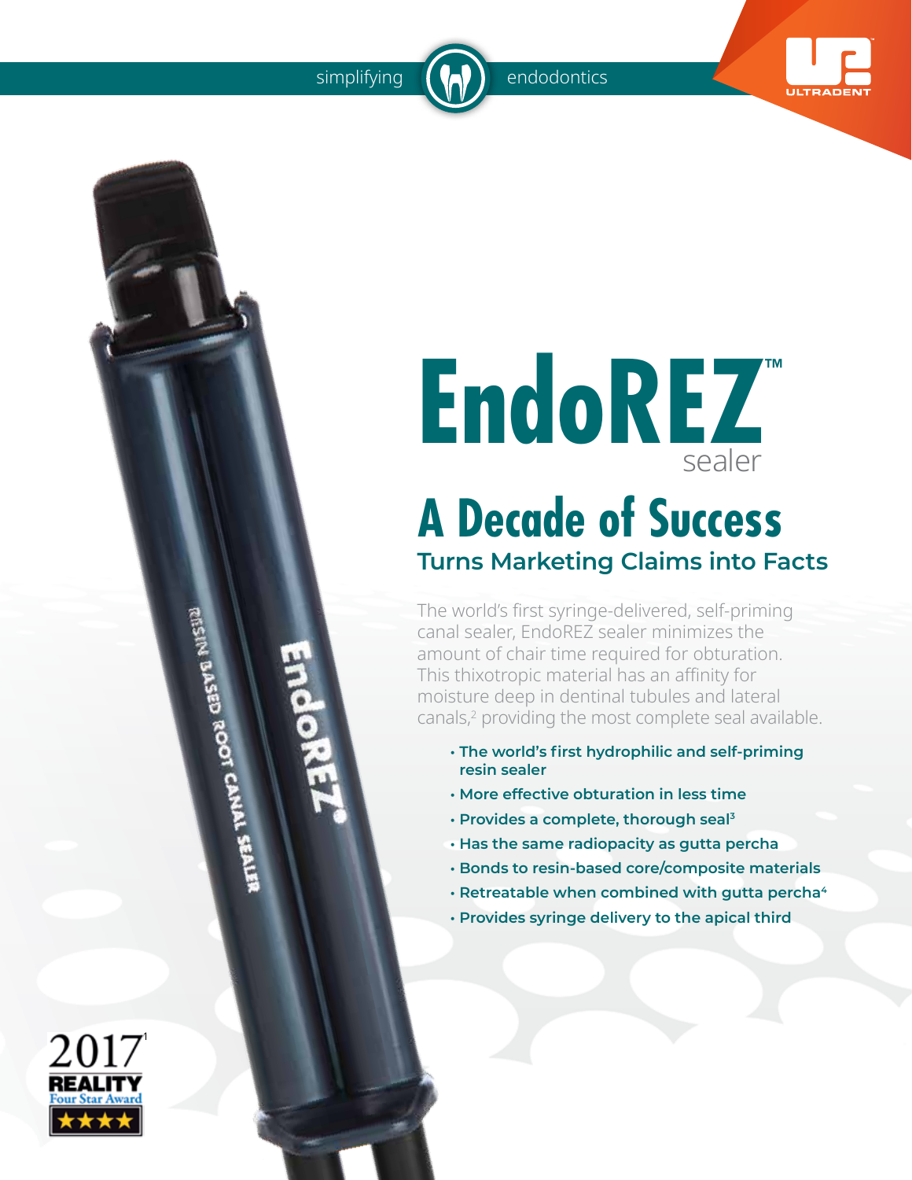simplifying endodontics

ULTRADENT

# EndoREZ™ sealer

## A Decade of Success

### Turns Marketing Claims into Facts

The world's first syringe-delivered, self-priming canal sealer, EndoREZ sealer minimizes the amount of chair time required for obturation. This thixotropic material has an affinity for moisture deep in dentinal tubules and lateral canals,[2] providing the most complete seal available.

- **The world's first hydrophilic and self-priming resin sealer**
- **More effective obturation in less time**
- **Provides a complete, thorough seal[3]**
- **Has the same radiopacity as gutta percha**
- **Bonds to resin-based core/composite materials**
- **Retreatable when combined with gutta percha[4]**
- **Provides syringe delivery to the apical third**

RESIN BASED ROOT CANAL SEALER

EndoREZ

2017[1] REALITY Four Star Award ★★★★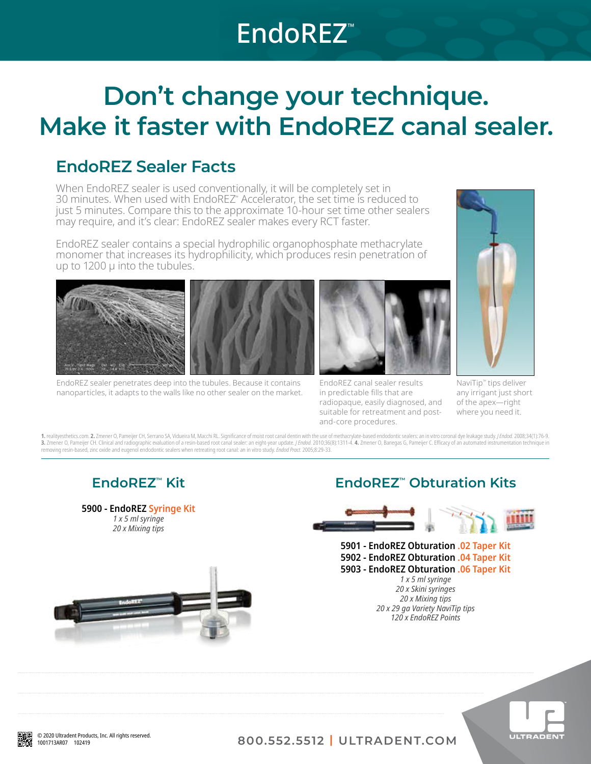# EndoREZ™

# Don't change your technique. Make it faster with EndoREZ canal sealer.

## EndoREZ Sealer Facts

When EndoREZ sealer is used conventionally, it will be completely set in 30 minutes. When used with EndoREZ™ Accelerator, the set time is reduced to just 5 minutes. Compare this to the approximate 10-hour set time other sealers may require, and it's clear: EndoREZ sealer makes every RCT faster.

EndoREZ sealer contains a special hydrophilic organophosphate methacrylate monomer that increases its hydrophilicity, which produces resin penetration of up to 1200 μ into the tubules.

EndoREZ sealer penetrates deep into the tubules. Because it contains nanoparticles, it adapts to the walls like no other sealer on the market.

EndoREZ canal sealer results in predictable fills that are radiopaque, easily diagnosed, and suitable for retreatment and post-and-core procedures.

NaviTip™ tips deliver any irrigant just short of the apex—right where you need it.

**1.** realityesthetics.com. **2.** Zmener O, Pameijer CH, Serrano SA, Vidueira M, Macchi RL. Significance of moist root canal dentin with the use of methacrylate-based endodontic sealers: an in vitro coronal dye leakage study. *J Endod.* 2008;34(1):76-9. **3.** Zmener O, Pameijer CH. Clinical and radiographic evaluation of a resin-based root canal sealer: an eight-year update. *J Endod.* 2010;36(8):1311-4. **4.** Zmener O, Banegas G, Pameijer C. Efficacy of an automated instrumentation technique in removing resin-based, zinc oxide and eugenol endodontic sealers when retreating root canal: an in vitro study. *Endod Pract.* 2005;8:29-33.

## EndoREZ™ Kit

**5900 - EndoREZ Syringe Kit**
*1 x 5 ml syringe*
*20 x Mixing tips*

## EndoREZ™ Obturation Kits

**5901 - EndoREZ Obturation .02 Taper Kit**
**5902 - EndoREZ Obturation .04 Taper Kit**
**5903 - EndoREZ Obturation .06 Taper Kit**
*1 x 5 ml syringe*
*20 x Skini syringes*
*20 x Mixing tips*
*20 x 29 ga Variety NaviTip tips*
*120 x EndoREZ Points*

© 2020 Ultradent Products, Inc. All rights reserved.
1001713AR07 102419

800.552.5512 | ULTRADENT.COM

ULTRADENT